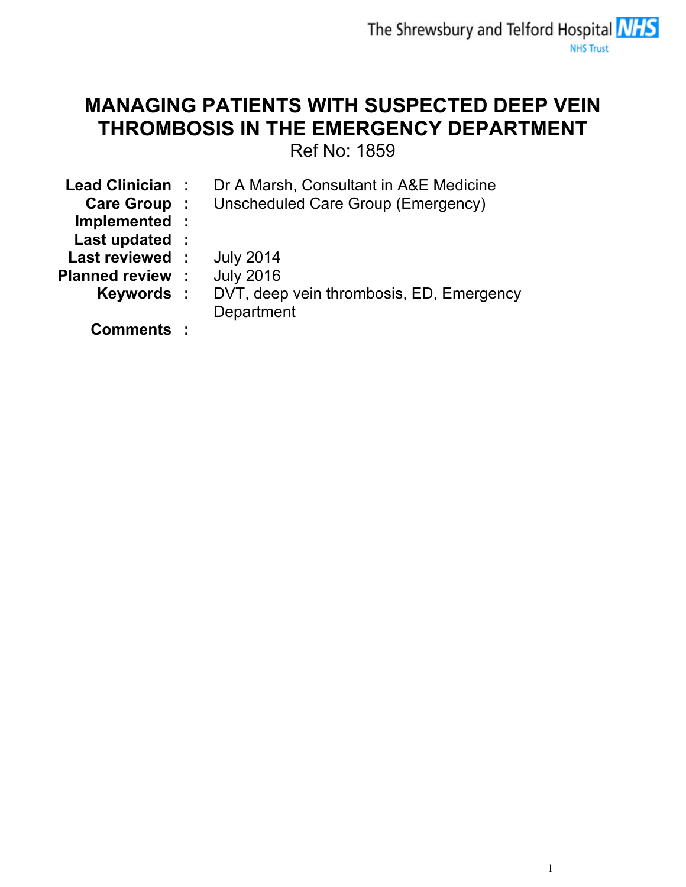The Shrewsbury and Telford Hospital NHS Trust

# MANAGING PATIENTS WITH SUSPECTED DEEP VEIN THROMBOSIS IN THE EMERGENCY DEPARTMENT

Ref No: 1859

| | | |
|---|---|---|
| **Lead Clinician** | **:** | Dr A Marsh, Consultant in A&E Medicine |
| **Care Group** | **:** | Unscheduled Care Group (Emergency) |
| **Implemented** | **:** | |
| **Last updated** | **:** | |
| **Last reviewed** | **:** | July 2014 |
| **Planned review** | **:** | July 2016 |
| **Keywords** | **:** | DVT, deep vein thrombosis, ED, Emergency Department |
| **Comments** | **:** | |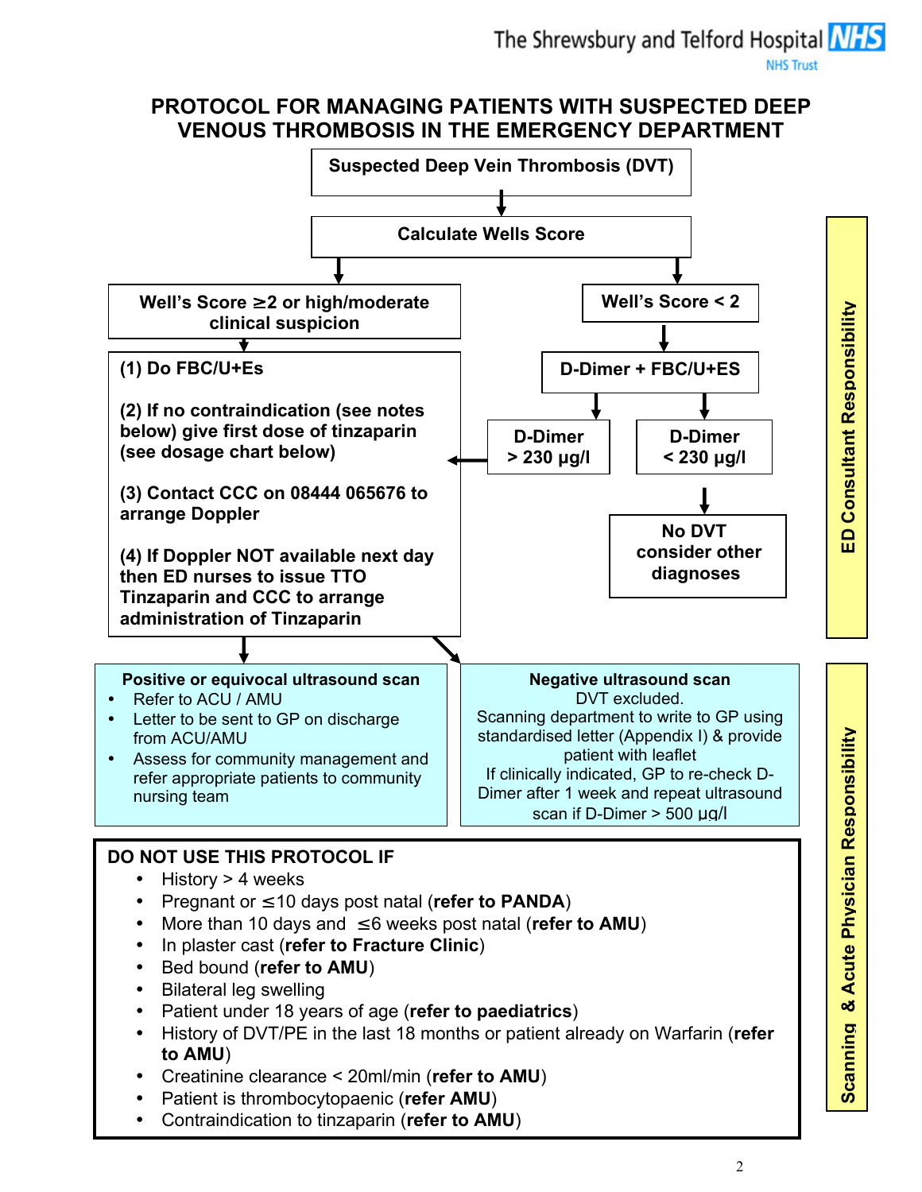# PROTOCOL FOR MANAGING PATIENTS WITH SUSPECTED DEEP VENOUS THROMBOSIS IN THE EMERGENCY DEPARTMENT

**Suspected Deep Vein Thrombosis (DVT)**

↓

**Calculate Wells Score**

**Well's Score ≥2 or high/moderate clinical suspicion**

↓

**(1) Do FBC/U+Es**

**(2) If no contraindication (see notes below) give first dose of tinzaparin (see dosage chart below)**

**(3) Contact CCC on 08444 065676 to arrange Doppler**

**(4) If Doppler NOT available next day then ED nurses to issue TTO Tinzaparin and CCC to arrange administration of Tinzaparin**

**Well's Score < 2**

↓

**D-Dimer + FBC/U+ES**

- **D-Dimer > 230 µg/l** → go to steps (1)–(4) above
- **D-Dimer < 230 µg/l** → **No DVT consider other diagnoses**

*ED Consultant Responsibility*

---

**Positive or equivocal ultrasound scan**

- Refer to ACU / AMU
- Letter to be sent to GP on discharge from ACU/AMU
- Assess for community management and refer appropriate patients to community nursing team

**Negative ultrasound scan**

DVT excluded.
Scanning department to write to GP using standardised letter (Appendix I) & provide patient with leaflet
If clinically indicated, GP to re-check D-Dimer after 1 week and repeat ultrasound scan if D-Dimer > 500 µg/l

*Scanning & Acute Physician Responsibility*

---

**DO NOT USE THIS PROTOCOL IF**

- History > 4 weeks
- Pregnant or ≤10 days post natal (**refer to PANDA**)
- More than 10 days and ≤6 weeks post natal (**refer to AMU**)
- In plaster cast (**refer to Fracture Clinic**)
- Bed bound (**refer to AMU**)
- Bilateral leg swelling
- Patient under 18 years of age (**refer to paediatrics**)
- History of DVT/PE in the last 18 months or patient already on Warfarin (**refer to AMU**)
- Creatinine clearance < 20ml/min (**refer to AMU**)
- Patient is thrombocytopaenic (**refer AMU**)
- Contraindication to tinzaparin (**refer to AMU**)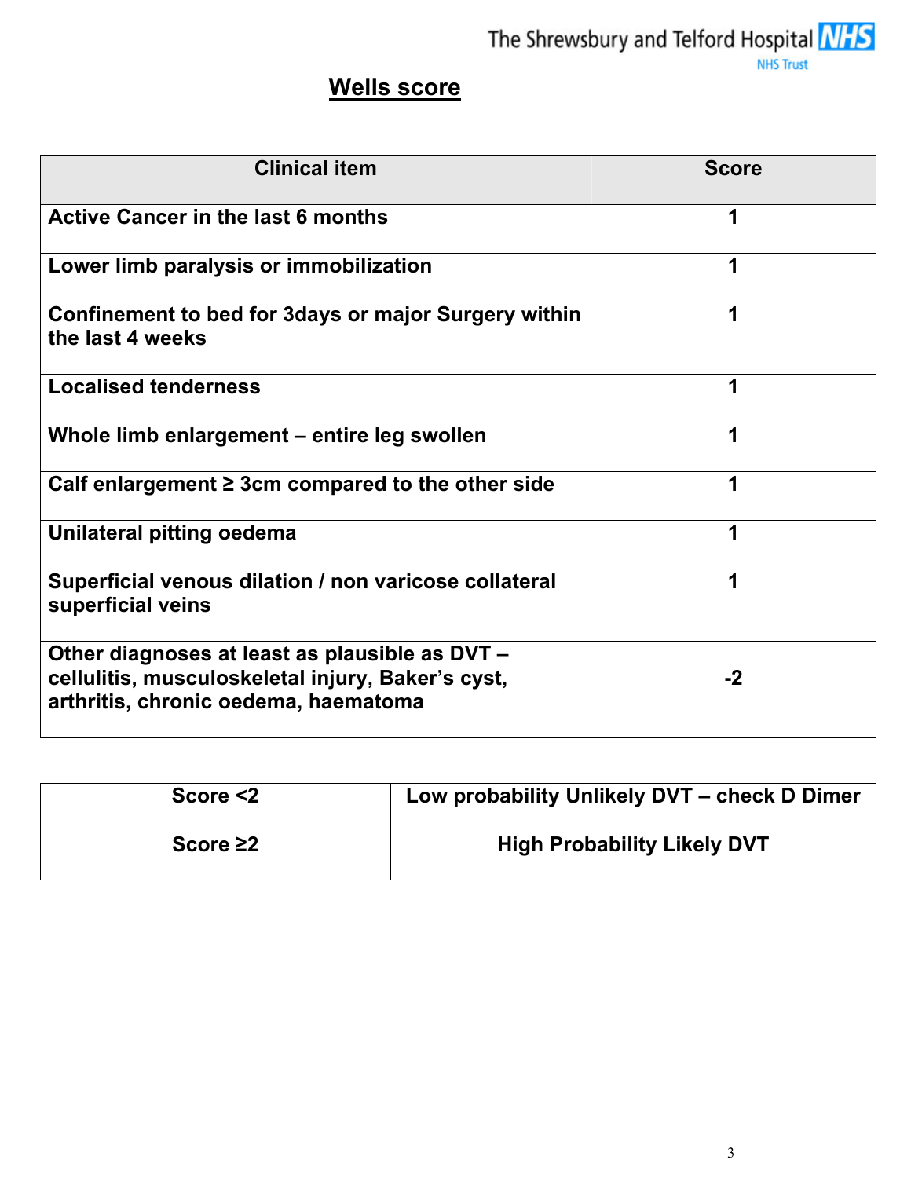## Wells score

| Clinical item | Score |
|---|---|
| **Active Cancer in the last 6 months** | **1** |
| **Lower limb paralysis or immobilization** | **1** |
| **Confinement to bed for 3days or major Surgery within the last 4 weeks** | **1** |
| **Localised tenderness** | **1** |
| **Whole limb enlargement – entire leg swollen** | **1** |
| **Calf enlargement ≥ 3cm compared to the other side** | **1** |
| **Unilateral pitting oedema** | **1** |
| **Superficial venous dilation / non varicose collateral superficial veins** | **1** |
| **Other diagnoses at least as plausible as DVT – cellulitis, musculoskeletal injury, Baker's cyst, arthritis, chronic oedema, haematoma** | **-2** |

| Score | Probability |
|---|---|
| **Score <2** | **Low probability Unlikely DVT – check D Dimer** |
| **Score ≥2** | **High Probability Likely DVT** |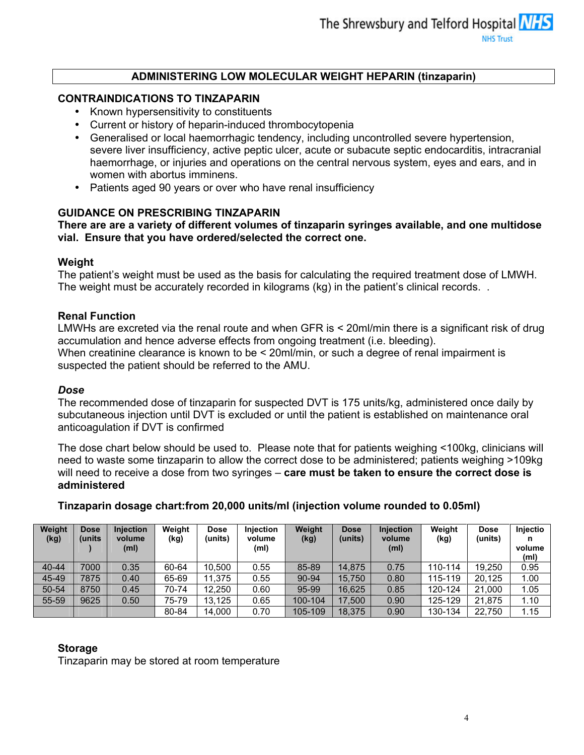## ADMINISTERING LOW MOLECULAR WEIGHT HEPARIN (tinzaparin)

### CONTRAINDICATIONS TO TINZAPARIN

- Known hypersensitivity to constituents
- Current or history of heparin-induced thrombocytopenia
- Generalised or local haemorrhagic tendency, including uncontrolled severe hypertension, severe liver insufficiency, active peptic ulcer, acute or subacute septic endocarditis, intracranial haemorrhage, or injuries and operations on the central nervous system, eyes and ears, and in women with abortus imminens.
- Patients aged 90 years or over who have renal insufficiency

### GUIDANCE ON PRESCRIBING TINZAPARIN

**There are are a variety of different volumes of tinzaparin syringes available, and one multidose vial. Ensure that you have ordered/selected the correct one.**

#### Weight

The patient's weight must be used as the basis for calculating the required treatment dose of LMWH. The weight must be accurately recorded in kilograms (kg) in the patient's clinical records. .

#### Renal Function

LMWHs are excreted via the renal route and when GFR is < 20ml/min there is a significant risk of drug accumulation and hence adverse effects from ongoing treatment (i.e. bleeding).
When creatinine clearance is known to be < 20ml/min, or such a degree of renal impairment is suspected the patient should be referred to the AMU.

#### *Dose*

The recommended dose of tinzaparin for suspected DVT is 175 units/kg, administered once daily by subcutaneous injection until DVT is excluded or until the patient is established on maintenance oral anticoagulation if DVT is confirmed

The dose chart below should be used to. Please note that for patients weighing <100kg, clinicians will need to waste some tinzaparin to allow the correct dose to be administered; patients weighing >109kg will need to receive a dose from two syringes – **care must be taken to ensure the correct dose is administered**

**Tinzaparin dosage chart:from 20,000 units/ml (injection volume rounded to 0.05ml)**

| Weight (kg) | Dose (units) | Injection volume (ml) | Weight (kg) | Dose (units) | Injection volume (ml) | Weight (kg) | Dose (units) | Injection volume (ml) | Weight (kg) | Dose (units) | Injection volume (ml) |
|---|---|---|---|---|---|---|---|---|---|---|---|
| 40-44 | 7000 | 0.35 | 60-64 | 10,500 | 0.55 | 85-89 | 14,875 | 0.75 | 110-114 | 19,250 | 0.95 |
| 45-49 | 7875 | 0.40 | 65-69 | 11,375 | 0.55 | 90-94 | 15,750 | 0.80 | 115-119 | 20,125 | 1.00 |
| 50-54 | 8750 | 0.45 | 70-74 | 12,250 | 0.60 | 95-99 | 16,625 | 0.85 | 120-124 | 21,000 | 1.05 |
| 55-59 | 9625 | 0.50 | 75-79 | 13,125 | 0.65 | 100-104 | 17,500 | 0.90 | 125-129 | 21,875 | 1.10 |
| | | | 80-84 | 14,000 | 0.70 | 105-109 | 18,375 | 0.90 | 130-134 | 22,750 | 1.15 |

#### Storage

Tinzaparin may be stored at room temperature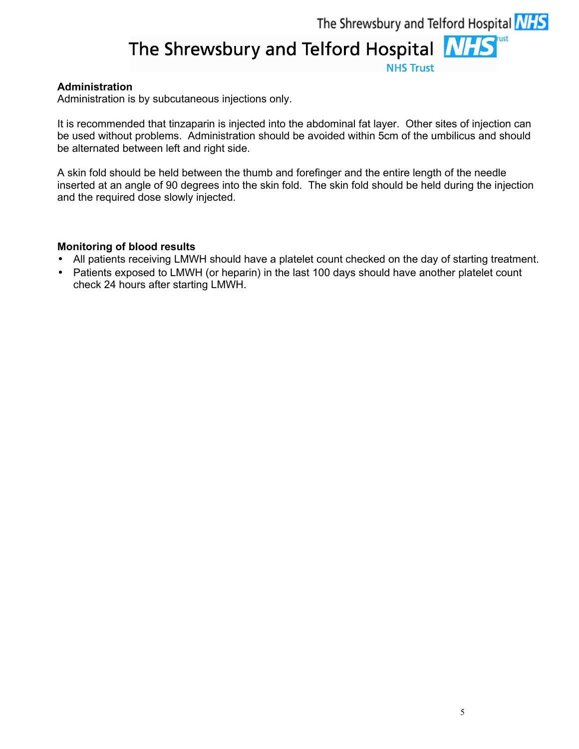**Administration**
Administration is by subcutaneous injections only.

It is recommended that tinzaparin is injected into the abdominal fat layer. Other sites of injection can be used without problems. Administration should be avoided within 5cm of the umbilicus and should be alternated between left and right side.

A skin fold should be held between the thumb and forefinger and the entire length of the needle inserted at an angle of 90 degrees into the skin fold. The skin fold should be held during the injection and the required dose slowly injected.

**Monitoring of blood results**

- All patients receiving LMWH should have a platelet count checked on the day of starting treatment.
- Patients exposed to LMWH (or heparin) in the last 100 days should have another platelet count check 24 hours after starting LMWH.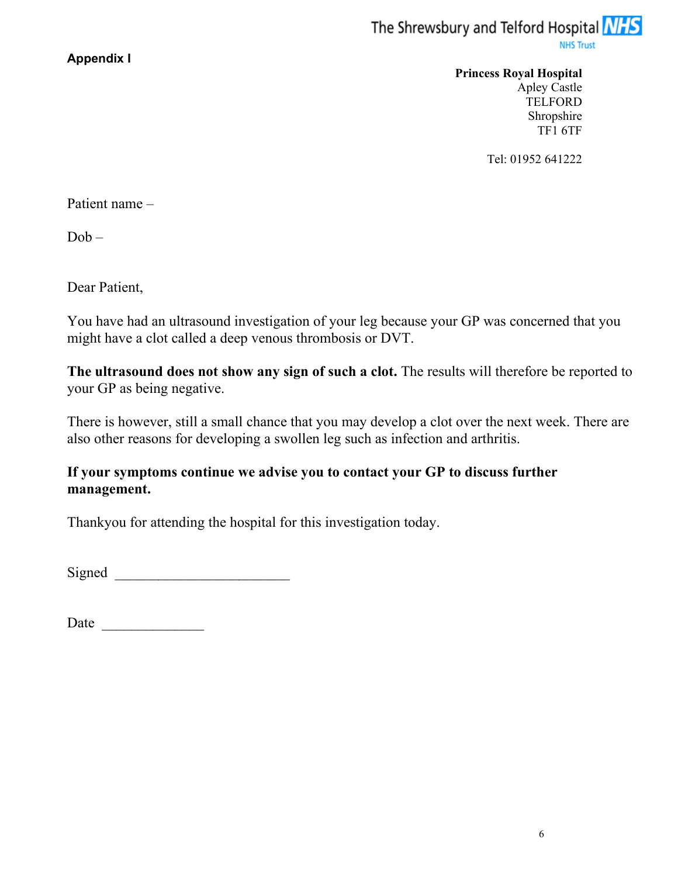The Shrewsbury and Telford Hospital NHS

NHS Trust

**Appendix I**

**Princess Royal Hospital**
Apley Castle
TELFORD
Shropshire
TF1 6TF

Tel: 01952 641222

Patient name –

Dob –

Dear Patient,

You have had an ultrasound investigation of your leg because your GP was concerned that you might have a clot called a deep venous thrombosis or DVT.

**The ultrasound does not show any sign of such a clot.** The results will therefore be reported to your GP as being negative.

There is however, still a small chance that you may develop a clot over the next week. There are also other reasons for developing a swollen leg such as infection and arthritis.

**If your symptoms continue we advise you to contact your GP to discuss further management.**

Thankyou for attending the hospital for this investigation today.

Signed ________________________

Date ______________